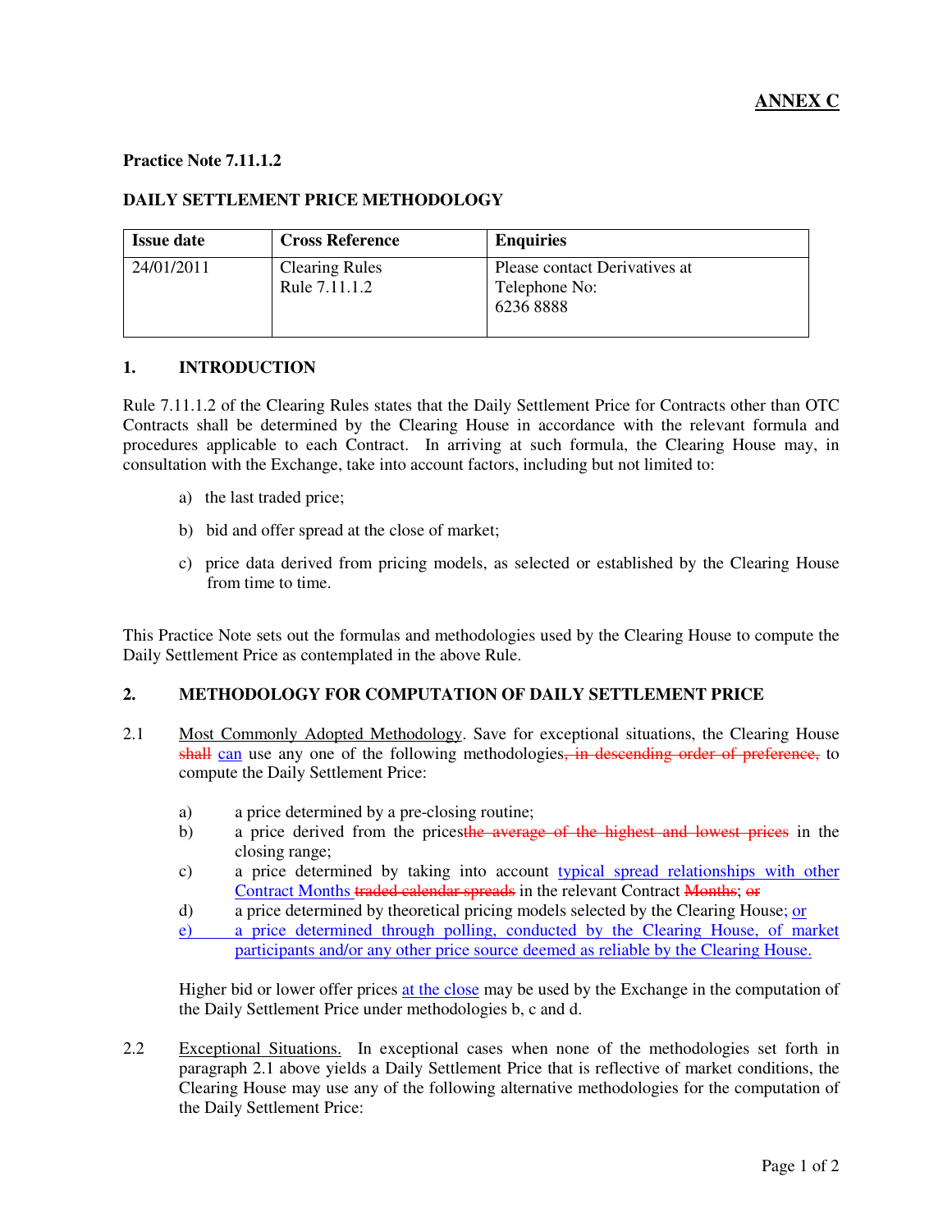**ANNEX C**

**Practice Note 7.11.1.2**

**DAILY SETTLEMENT PRICE METHODOLOGY**

| Issue date | Cross Reference | Enquiries |
|---|---|---|
| 24/01/2011 | Clearing Rules Rule 7.11.1.2 | Please contact Derivatives at Telephone No: 6236 8888 |

## 1. INTRODUCTION

Rule 7.11.1.2 of the Clearing Rules states that the Daily Settlement Price for Contracts other than OTC Contracts shall be determined by the Clearing House in accordance with the relevant formula and procedures applicable to each Contract. In arriving at such formula, the Clearing House may, in consultation with the Exchange, take into account factors, including but not limited to:

a) the last traded price;

b) bid and offer spread at the close of market;

c) price data derived from pricing models, as selected or established by the Clearing House from time to time.

This Practice Note sets out the formulas and methodologies used by the Clearing House to compute the Daily Settlement Price as contemplated in the above Rule.

## 2. METHODOLOGY FOR COMPUTATION OF DAILY SETTLEMENT PRICE

2.1 Most Commonly Adopted Methodology. Save for exceptional situations, the Clearing House ~~shall~~ can use any one of the following methodologies~~, in descending order of preference,~~ to compute the Daily Settlement Price:

a) a price determined by a pre-closing routine;

b) a price derived from the prices~~the average of the highest and lowest prices~~ in the closing range;

c) a price determined by taking into account typical spread relationships with other Contract Months ~~traded calendar spreads~~ in the relevant Contract ~~Months~~; ~~or~~

d) a price determined by theoretical pricing models selected by the Clearing House; or

e) a price determined through polling, conducted by the Clearing House, of market participants and/or any other price source deemed as reliable by the Clearing House.

Higher bid or lower offer prices at the close may be used by the Exchange in the computation of the Daily Settlement Price under methodologies b, c and d.

2.2 Exceptional Situations. In exceptional cases when none of the methodologies set forth in paragraph 2.1 above yields a Daily Settlement Price that is reflective of market conditions, the Clearing House may use any of the following alternative methodologies for the computation of the Daily Settlement Price: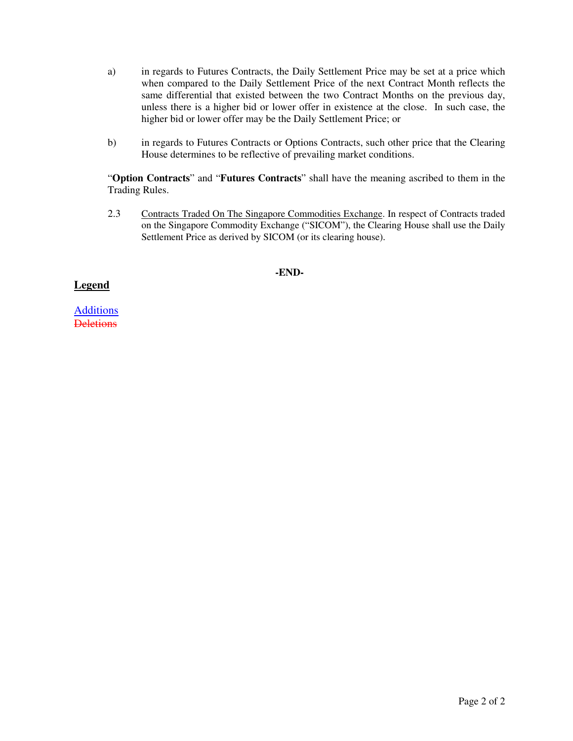a) in regards to Futures Contracts, the Daily Settlement Price may be set at a price which when compared to the Daily Settlement Price of the next Contract Month reflects the same differential that existed between the two Contract Months on the previous day, unless there is a higher bid or lower offer in existence at the close. In such case, the higher bid or lower offer may be the Daily Settlement Price; or

b) in regards to Futures Contracts or Options Contracts, such other price that the Clearing House determines to be reflective of prevailing market conditions.

"**Option Contracts**" and "**Futures Contracts**" shall have the meaning ascribed to them in the Trading Rules.

2.3 Contracts Traded On The Singapore Commodities Exchange. In respect of Contracts traded on the Singapore Commodity Exchange ("SICOM"), the Clearing House shall use the Daily Settlement Price as derived by SICOM (or its clearing house).

**-END-**

## Legend

Additions

~~Deletions~~